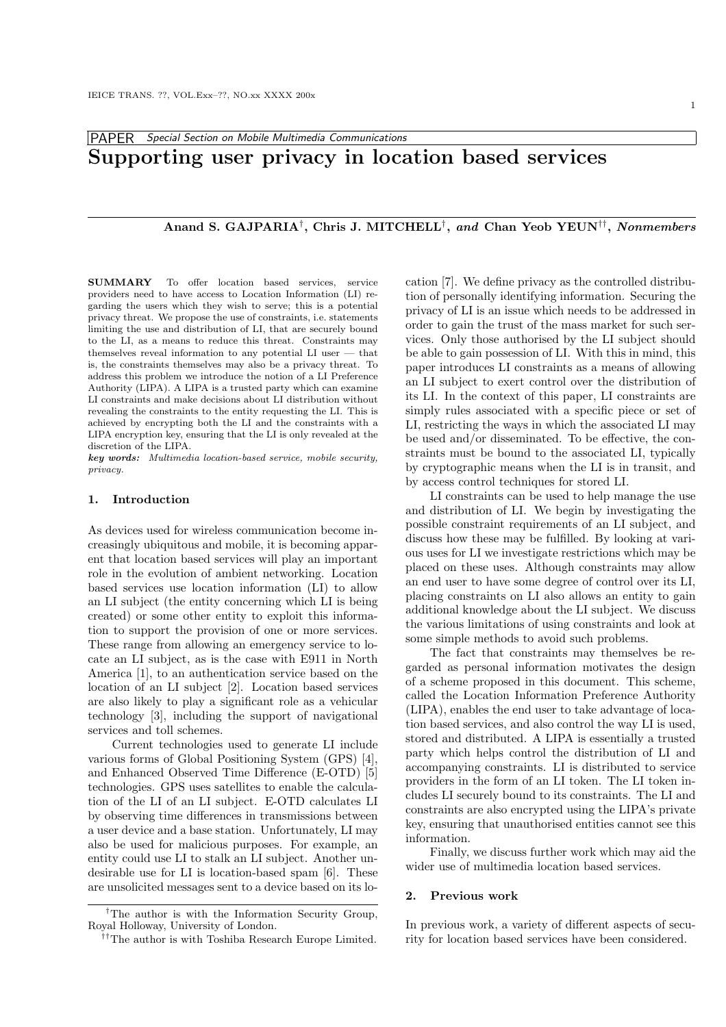PAPER *Special Section on Mobile Multimedia Communications*

# Supporting user privacy in location based services

**Anand S. GAJPARIA†, Chris J. MITCHELL†, *and* Chan Yeob YEUN††, *Nonmembers***

**SUMMARY** To offer location based services, service providers need to have access to Location Information (LI) regarding the users which they wish to serve; this is a potential privacy threat. We propose the use of constraints, i.e. statements limiting the use and distribution of LI, that are securely bound to the LI, as a means to reduce this threat. Constraints may themselves reveal information to any potential LI user — that is, the constraints themselves may also be a privacy threat. To address this problem we introduce the notion of a LI Preference Authority (LIPA). A LIPA is a trusted party which can examine LI constraints and make decisions about LI distribution without revealing the constraints to the entity requesting the LI. This is achieved by encrypting both the LI and the constraints with a LIPA encryption key, ensuring that the LI is only revealed at the discretion of the LIPA.

***key words:*** *Multimedia location-based service, mobile security, privacy.*

## 1. Introduction

As devices used for wireless communication become increasingly ubiquitous and mobile, it is becoming apparent that location based services will play an important role in the evolution of ambient networking. Location based services use location information (LI) to allow an LI subject (the entity concerning which LI is being created) or some other entity to exploit this information to support the provision of one or more services. These range from allowing an emergency service to locate an LI subject, as is the case with E911 in North America [1], to an authentication service based on the location of an LI subject [2]. Location based services are also likely to play a significant role as a vehicular technology [3], including the support of navigational services and toll schemes.

Current technologies used to generate LI include various forms of Global Positioning System (GPS) [4], and Enhanced Observed Time Difference (E-OTD) [5] technologies. GPS uses satellites to enable the calculation of the LI of an LI subject. E-OTD calculates LI by observing time differences in transmissions between a user device and a base station. Unfortunately, LI may also be used for malicious purposes. For example, an entity could use LI to stalk an LI subject. Another undesirable use for LI is location-based spam [6]. These are unsolicited messages sent to a device based on its location [7]. We define privacy as the controlled distribution of personally identifying information. Securing the privacy of LI is an issue which needs to be addressed in order to gain the trust of the mass market for such services. Only those authorised by the LI subject should be able to gain possession of LI. With this in mind, this paper introduces LI constraints as a means of allowing an LI subject to exert control over the distribution of its LI. In the context of this paper, LI constraints are simply rules associated with a specific piece or set of LI, restricting the ways in which the associated LI may be used and/or disseminated. To be effective, the constraints must be bound to the associated LI, typically by cryptographic means when the LI is in transit, and by access control techniques for stored LI.

LI constraints can be used to help manage the use and distribution of LI. We begin by investigating the possible constraint requirements of an LI subject, and discuss how these may be fulfilled. By looking at various uses for LI we investigate restrictions which may be placed on these uses. Although constraints may allow an end user to have some degree of control over its LI, placing constraints on LI also allows an entity to gain additional knowledge about the LI subject. We discuss the various limitations of using constraints and look at some simple methods to avoid such problems.

The fact that constraints may themselves be regarded as personal information motivates the design of a scheme proposed in this document. This scheme, called the Location Information Preference Authority (LIPA), enables the end user to take advantage of location based services, and also control the way LI is used, stored and distributed. A LIPA is essentially a trusted party which helps control the distribution of LI and accompanying constraints. LI is distributed to service providers in the form of an LI token. The LI token includes LI securely bound to its constraints. The LI and constraints are also encrypted using the LIPA's private key, ensuring that unauthorised entities cannot see this information.

Finally, we discuss further work which may aid the wider use of multimedia location based services.

## 2. Previous work

In previous work, a variety of different aspects of security for location based services have been considered.

†The author is with the Information Security Group, Royal Holloway, University of London.

††The author is with Toshiba Research Europe Limited.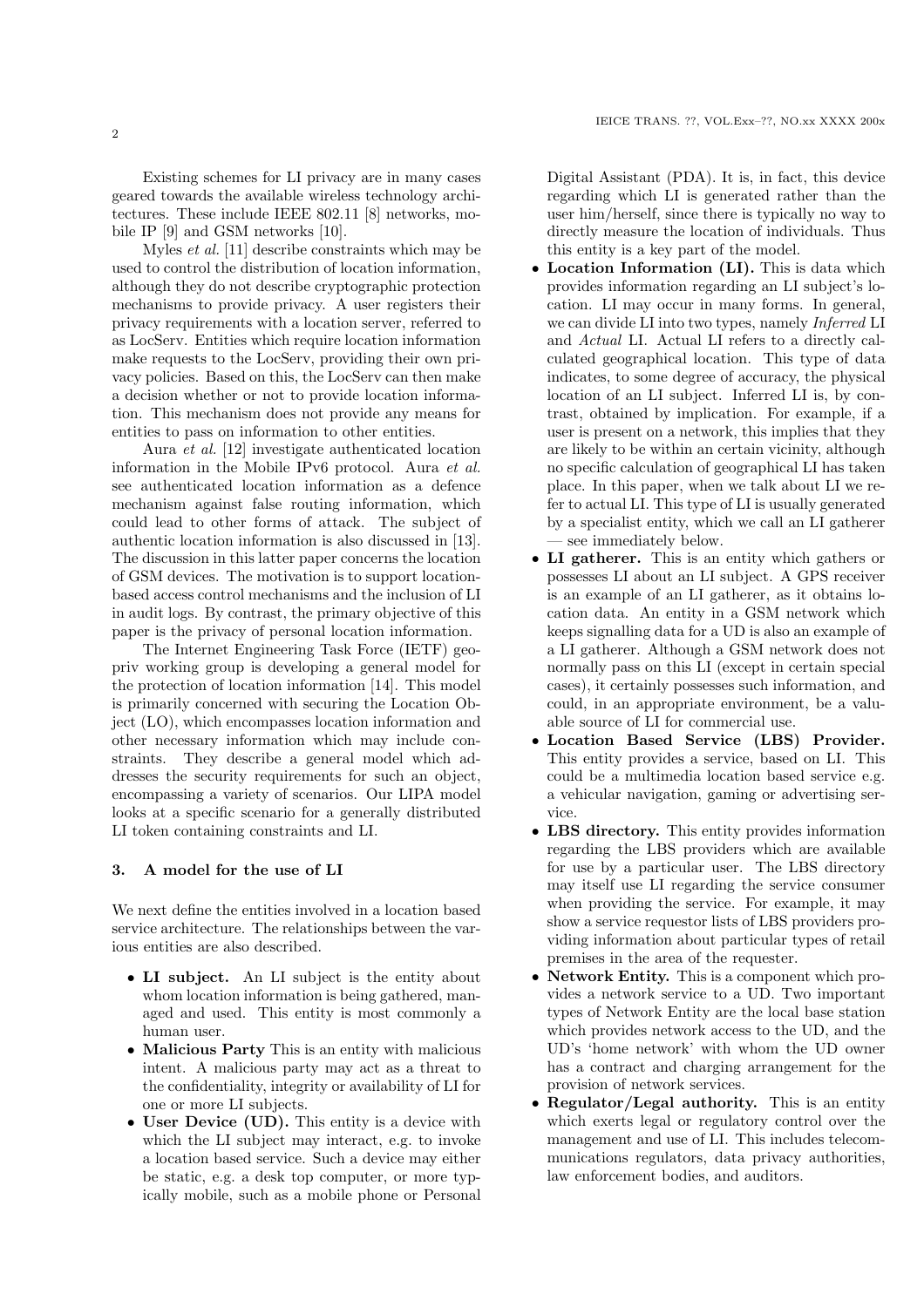Existing schemes for LI privacy are in many cases geared towards the available wireless technology architectures. These include IEEE 802.11 [8] networks, mobile IP [9] and GSM networks [10].

Myles *et al.* [11] describe constraints which may be used to control the distribution of location information, although they do not describe cryptographic protection mechanisms to provide privacy. A user registers their privacy requirements with a location server, referred to as LocServ. Entities which require location information make requests to the LocServ, providing their own privacy policies. Based on this, the LocServ can then make a decision whether or not to provide location information. This mechanism does not provide any means for entities to pass on information to other entities.

Aura *et al.* [12] investigate authenticated location information in the Mobile IPv6 protocol. Aura *et al.* see authenticated location information as a defence mechanism against false routing information, which could lead to other forms of attack. The subject of authentic location information is also discussed in [13]. The discussion in this latter paper concerns the location of GSM devices. The motivation is to support location-based access control mechanisms and the inclusion of LI in audit logs. By contrast, the primary objective of this paper is the privacy of personal location information.

The Internet Engineering Task Force (IETF) geopriv working group is developing a general model for the protection of location information [14]. This model is primarily concerned with securing the Location Object (LO), which encompasses location information and other necessary information which may include constraints. They describe a general model which addresses the security requirements for such an object, encompassing a variety of scenarios. Our LIPA model looks at a specific scenario for a generally distributed LI token containing constraints and LI.

## 3. A model for the use of LI

We next define the entities involved in a location based service architecture. The relationships between the various entities are also described.

- **LI subject.** An LI subject is the entity about whom location information is being gathered, managed and used. This entity is most commonly a human user.
- **Malicious Party** This is an entity with malicious intent. A malicious party may act as a threat to the confidentiality, integrity or availability of LI for one or more LI subjects.
- **User Device (UD).** This entity is a device with which the LI subject may interact, e.g. to invoke a location based service. Such a device may either be static, e.g. a desk top computer, or more typically mobile, such as a mobile phone or Personal Digital Assistant (PDA). It is, in fact, this device regarding which LI is generated rather than the user him/herself, since there is typically no way to directly measure the location of individuals. Thus this entity is a key part of the model.
- **Location Information (LI).** This is data which provides information regarding an LI subject's location. LI may occur in many forms. In general, we can divide LI into two types, namely *Inferred* LI and *Actual* LI. Actual LI refers to a directly calculated geographical location. This type of data indicates, to some degree of accuracy, the physical location of an LI subject. Inferred LI is, by contrast, obtained by implication. For example, if a user is present on a network, this implies that they are likely to be within an certain vicinity, although no specific calculation of geographical LI has taken place. In this paper, when we talk about LI we refer to actual LI. This type of LI is usually generated by a specialist entity, which we call an LI gatherer — see immediately below.
- **LI gatherer.** This is an entity which gathers or possesses LI about an LI subject. A GPS receiver is an example of an LI gatherer, as it obtains location data. An entity in a GSM network which keeps signalling data for a UD is also an example of a LI gatherer. Although a GSM network does not normally pass on this LI (except in certain special cases), it certainly possesses such information, and could, in an appropriate environment, be a valuable source of LI for commercial use.
- **Location Based Service (LBS) Provider.** This entity provides a service, based on LI. This could be a multimedia location based service e.g. a vehicular navigation, gaming or advertising service.
- **LBS directory.** This entity provides information regarding the LBS providers which are available for use by a particular user. The LBS directory may itself use LI regarding the service consumer when providing the service. For example, it may show a service requestor lists of LBS providers providing information about particular types of retail premises in the area of the requester.
- **Network Entity.** This is a component which provides a network service to a UD. Two important types of Network Entity are the local base station which provides network access to the UD, and the UD's 'home network' with whom the UD owner has a contract and charging arrangement for the provision of network services.
- **Regulator/Legal authority.** This is an entity which exerts legal or regulatory control over the management and use of LI. This includes telecommunications regulators, data privacy authorities, law enforcement bodies, and auditors.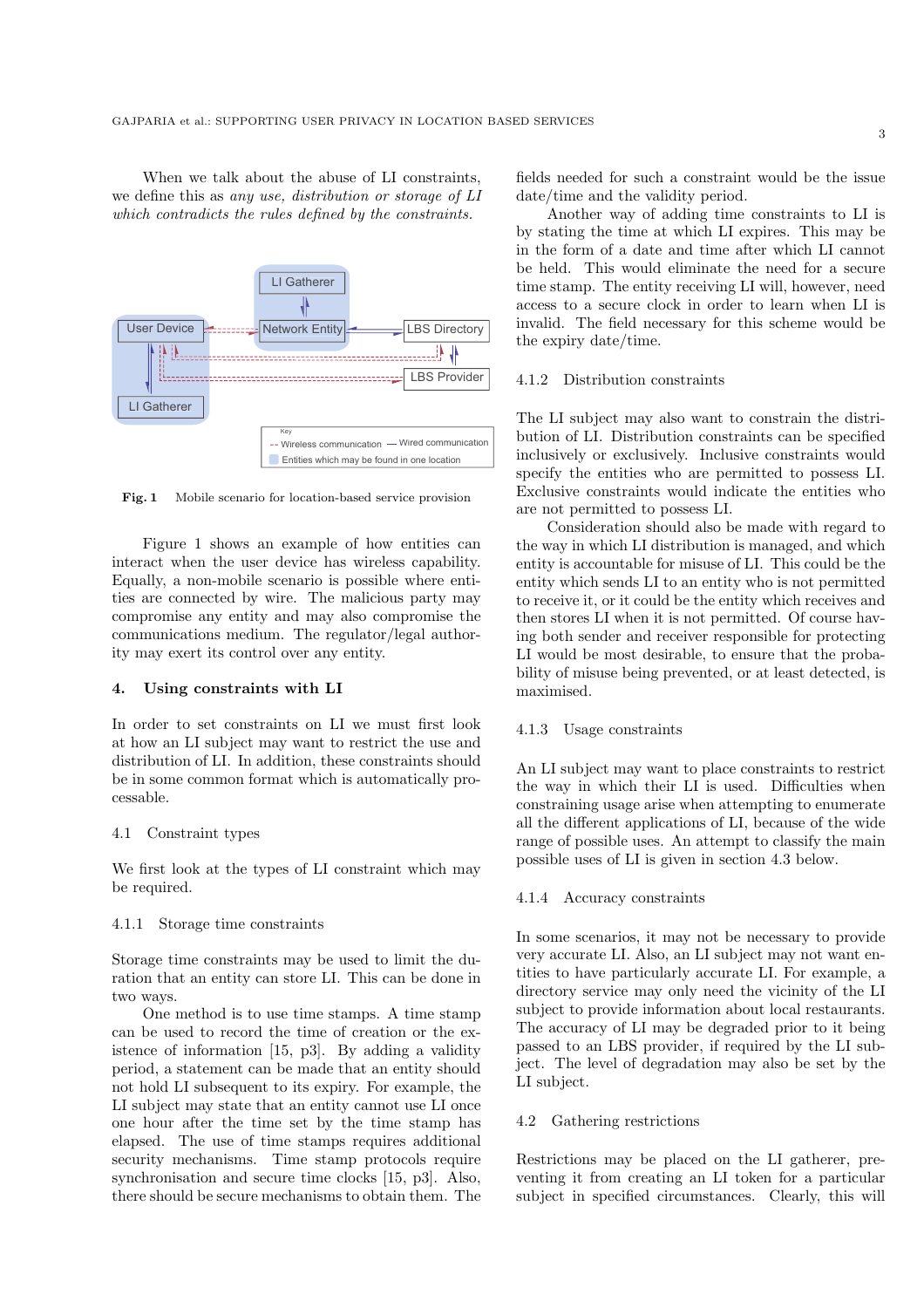When we talk about the abuse of LI constraints, we define this as *any use, distribution or storage of LI which contradicts the rules defined by the constraints.*

**Fig. 1** Mobile scenario for location-based service provision

Figure 1 shows an example of how entities can interact when the user device has wireless capability. Equally, a non-mobile scenario is possible where entities are connected by wire. The malicious party may compromise any entity and may also compromise the communications medium. The regulator/legal authority may exert its control over any entity.

## 4. Using constraints with LI

In order to set constraints on LI we must first look at how an LI subject may want to restrict the use and distribution of LI. In addition, these constraints should be in some common format which is automatically processable.

### 4.1 Constraint types

We first look at the types of LI constraint which may be required.

#### 4.1.1 Storage time constraints

Storage time constraints may be used to limit the duration that an entity can store LI. This can be done in two ways.

One method is to use time stamps. A time stamp can be used to record the time of creation or the existence of information [15, p3]. By adding a validity period, a statement can be made that an entity should not hold LI subsequent to its expiry. For example, the LI subject may state that an entity cannot use LI once one hour after the time set by the time stamp has elapsed. The use of time stamps requires additional security mechanisms. Time stamp protocols require synchronisation and secure time clocks [15, p3]. Also, there should be secure mechanisms to obtain them. The fields needed for such a constraint would be the issue date/time and the validity period.

Another way of adding time constraints to LI is by stating the time at which LI expires. This may be in the form of a date and time after which LI cannot be held. This would eliminate the need for a secure time stamp. The entity receiving LI will, however, need access to a secure clock in order to learn when LI is invalid. The field necessary for this scheme would be the expiry date/time.

#### 4.1.2 Distribution constraints

The LI subject may also want to constrain the distribution of LI. Distribution constraints can be specified inclusively or exclusively. Inclusive constraints would specify the entities who are permitted to possess LI. Exclusive constraints would indicate the entities who are not permitted to possess LI.

Consideration should also be made with regard to the way in which LI distribution is managed, and which entity is accountable for misuse of LI. This could be the entity which sends LI to an entity who is not permitted to receive it, or it could be the entity which receives and then stores LI when it is not permitted. Of course having both sender and receiver responsible for protecting LI would be most desirable, to ensure that the probability of misuse being prevented, or at least detected, is maximised.

#### 4.1.3 Usage constraints

An LI subject may want to place constraints to restrict the way in which their LI is used. Difficulties when constraining usage arise when attempting to enumerate all the different applications of LI, because of the wide range of possible uses. An attempt to classify the main possible uses of LI is given in section 4.3 below.

#### 4.1.4 Accuracy constraints

In some scenarios, it may not be necessary to provide very accurate LI. Also, an LI subject may not want entities to have particularly accurate LI. For example, a directory service may only need the vicinity of the LI subject to provide information about local restaurants. The accuracy of LI may be degraded prior to it being passed to an LBS provider, if required by the LI subject. The level of degradation may also be set by the LI subject.

### 4.2 Gathering restrictions

Restrictions may be placed on the LI gatherer, preventing it from creating an LI token for a particular subject in specified circumstances. Clearly, this will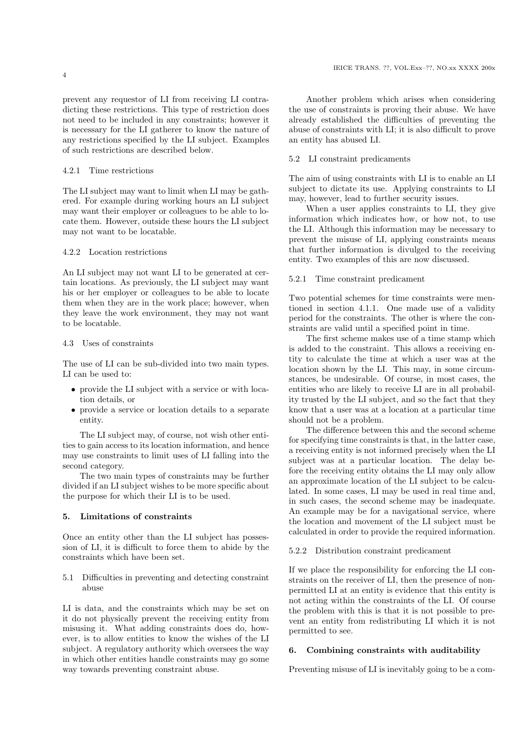prevent any requestor of LI from receiving LI contradicting these restrictions. This type of restriction does not need to be included in any constraints; however it is necessary for the LI gatherer to know the nature of any restrictions specified by the LI subject. Examples of such restrictions are described below.

#### 4.2.1 Time restrictions

The LI subject may want to limit when LI may be gathered. For example during working hours an LI subject may want their employer or colleagues to be able to locate them. However, outside these hours the LI subject may not want to be locatable.

#### 4.2.2 Location restrictions

An LI subject may not want LI to be generated at certain locations. As previously, the LI subject may want his or her employer or colleagues to be able to locate them when they are in the work place; however, when they leave the work environment, they may not want to be locatable.

### 4.3 Uses of constraints

The use of LI can be sub-divided into two main types. LI can be used to:

- provide the LI subject with a service or with location details, or
- provide a service or location details to a separate entity.

The LI subject may, of course, not wish other entities to gain access to its location information, and hence may use constraints to limit uses of LI falling into the second category.

The two main types of constraints may be further divided if an LI subject wishes to be more specific about the purpose for which their LI is to be used.

## 5. Limitations of constraints

Once an entity other than the LI subject has possession of LI, it is difficult to force them to abide by the constraints which have been set.

### 5.1 Difficulties in preventing and detecting constraint abuse

LI is data, and the constraints which may be set on it do not physically prevent the receiving entity from misusing it. What adding constraints does do, however, is to allow entities to know the wishes of the LI subject. A regulatory authority which oversees the way in which other entities handle constraints may go some way towards preventing constraint abuse.

Another problem which arises when considering the use of constraints is proving their abuse. We have already established the difficulties of preventing the abuse of constraints with LI; it is also difficult to prove an entity has abused LI.

### 5.2 LI constraint predicaments

The aim of using constraints with LI is to enable an LI subject to dictate its use. Applying constraints to LI may, however, lead to further security issues.

When a user applies constraints to LI, they give information which indicates how, or how not, to use the LI. Although this information may be necessary to prevent the misuse of LI, applying constraints means that further information is divulged to the receiving entity. Two examples of this are now discussed.

#### 5.2.1 Time constraint predicament

Two potential schemes for time constraints were mentioned in section 4.1.1. One made use of a validity period for the constraints. The other is where the constraints are valid until a specified point in time.

The first scheme makes use of a time stamp which is added to the constraint. This allows a receiving entity to calculate the time at which a user was at the location shown by the LI. This may, in some circumstances, be undesirable. Of course, in most cases, the entities who are likely to receive LI are in all probability trusted by the LI subject, and so the fact that they know that a user was at a location at a particular time should not be a problem.

The difference between this and the second scheme for specifying time constraints is that, in the latter case, a receiving entity is not informed precisely when the LI subject was at a particular location. The delay before the receiving entity obtains the LI may only allow an approximate location of the LI subject to be calculated. In some cases, LI may be used in real time and, in such cases, the second scheme may be inadequate. An example may be for a navigational service, where the location and movement of the LI subject must be calculated in order to provide the required information.

#### 5.2.2 Distribution constraint predicament

If we place the responsibility for enforcing the LI constraints on the receiver of LI, then the presence of non-permitted LI at an entity is evidence that this entity is not acting within the constraints of the LI. Of course the problem with this is that it is not possible to prevent an entity from redistributing LI which it is not permitted to see.

## 6. Combining constraints with auditability

Preventing misuse of LI is inevitably going to be a com-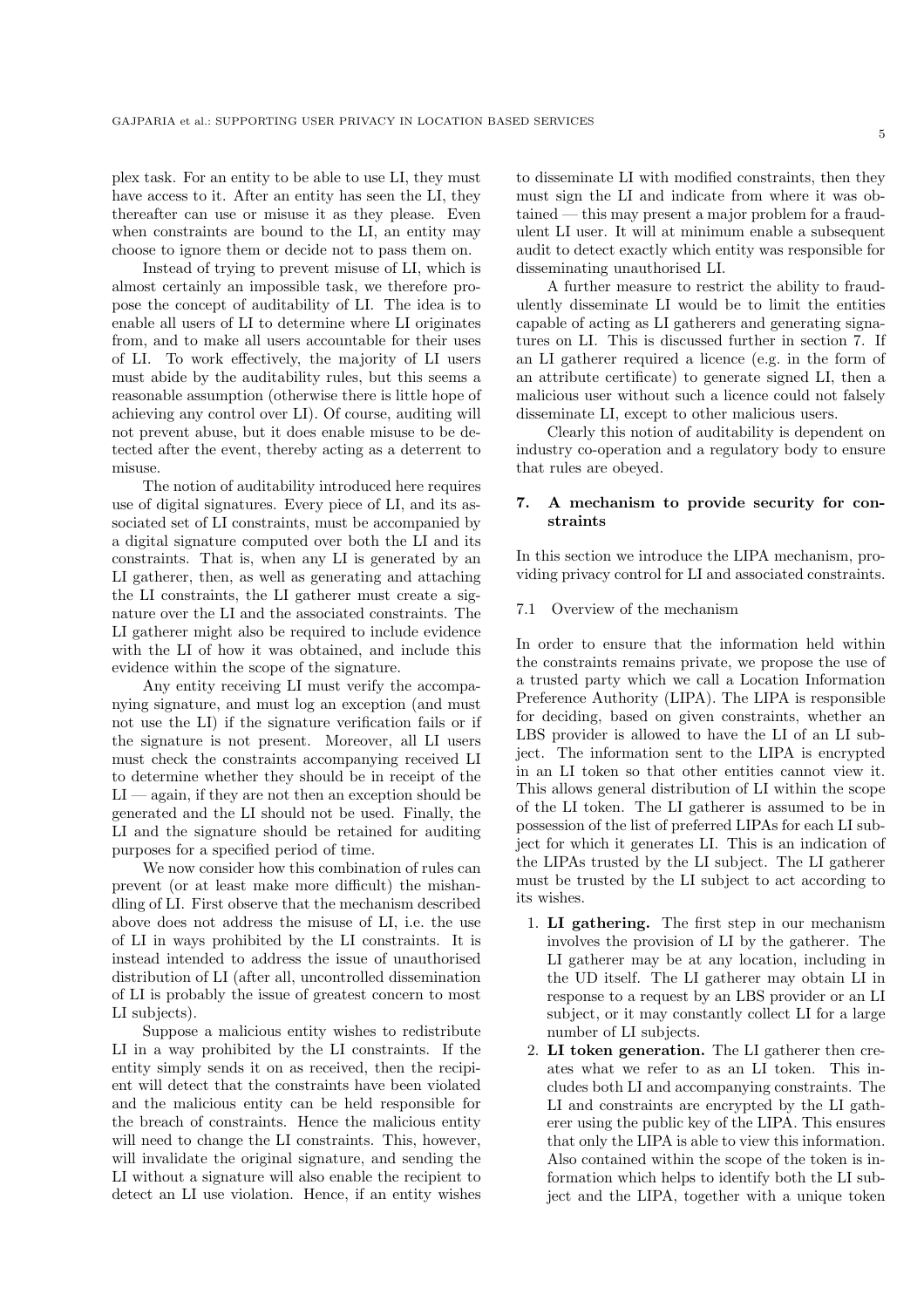plex task. For an entity to be able to use LI, they must have access to it. After an entity has seen the LI, they thereafter can use or misuse it as they please. Even when constraints are bound to the LI, an entity may choose to ignore them or decide not to pass them on.

Instead of trying to prevent misuse of LI, which is almost certainly an impossible task, we therefore propose the concept of auditability of LI. The idea is to enable all users of LI to determine where LI originates from, and to make all users accountable for their uses of LI. To work effectively, the majority of LI users must abide by the auditability rules, but this seems a reasonable assumption (otherwise there is little hope of achieving any control over LI). Of course, auditing will not prevent abuse, but it does enable misuse to be detected after the event, thereby acting as a deterrent to misuse.

The notion of auditability introduced here requires use of digital signatures. Every piece of LI, and its associated set of LI constraints, must be accompanied by a digital signature computed over both the LI and its constraints. That is, when any LI is generated by an LI gatherer, then, as well as generating and attaching the LI constraints, the LI gatherer must create a signature over the LI and the associated constraints. The LI gatherer might also be required to include evidence with the LI of how it was obtained, and include this evidence within the scope of the signature.

Any entity receiving LI must verify the accompanying signature, and must log an exception (and must not use the LI) if the signature verification fails or if the signature is not present. Moreover, all LI users must check the constraints accompanying received LI to determine whether they should be in receipt of the LI — again, if they are not then an exception should be generated and the LI should not be used. Finally, the LI and the signature should be retained for auditing purposes for a specified period of time.

We now consider how this combination of rules can prevent (or at least make more difficult) the mishandling of LI. First observe that the mechanism described above does not address the misuse of LI, i.e. the use of LI in ways prohibited by the LI constraints. It is instead intended to address the issue of unauthorised distribution of LI (after all, uncontrolled dissemination of LI is probably the issue of greatest concern to most LI subjects).

Suppose a malicious entity wishes to redistribute LI in a way prohibited by the LI constraints. If the entity simply sends it on as received, then the recipient will detect that the constraints have been violated and the malicious entity can be held responsible for the breach of constraints. Hence the malicious entity will need to change the LI constraints. This, however, will invalidate the original signature, and sending the LI without a signature will also enable the recipient to detect an LI use violation. Hence, if an entity wishes to disseminate LI with modified constraints, then they must sign the LI and indicate from where it was obtained — this may present a major problem for a fraudulent LI user. It will at minimum enable a subsequent audit to detect exactly which entity was responsible for disseminating unauthorised LI.

A further measure to restrict the ability to fraudulently disseminate LI would be to limit the entities capable of acting as LI gatherers and generating signatures on LI. This is discussed further in section 7. If an LI gatherer required a licence (e.g. in the form of an attribute certificate) to generate signed LI, then a malicious user without such a licence could not falsely disseminate LI, except to other malicious users.

Clearly this notion of auditability is dependent on industry co-operation and a regulatory body to ensure that rules are obeyed.

## 7. A mechanism to provide security for constraints

In this section we introduce the LIPA mechanism, providing privacy control for LI and associated constraints.

### 7.1 Overview of the mechanism

In order to ensure that the information held within the constraints remains private, we propose the use of a trusted party which we call a Location Information Preference Authority (LIPA). The LIPA is responsible for deciding, based on given constraints, whether an LBS provider is allowed to have the LI of an LI subject. The information sent to the LIPA is encrypted in an LI token so that other entities cannot view it. This allows general distribution of LI within the scope of the LI token. The LI gatherer is assumed to be in possession of the list of preferred LIPAs for each LI subject for which it generates LI. This is an indication of the LIPAs trusted by the LI subject. The LI gatherer must be trusted by the LI subject to act according to its wishes.

1. **LI gathering.** The first step in our mechanism involves the provision of LI by the gatherer. The LI gatherer may be at any location, including in the UD itself. The LI gatherer may obtain LI in response to a request by an LBS provider or an LI subject, or it may constantly collect LI for a large number of LI subjects.
2. **LI token generation.** The LI gatherer then creates what we refer to as an LI token. This includes both LI and accompanying constraints. The LI and constraints are encrypted by the LI gatherer using the public key of the LIPA. This ensures that only the LIPA is able to view this information. Also contained within the scope of the token is information which helps to identify both the LI subject and the LIPA, together with a unique token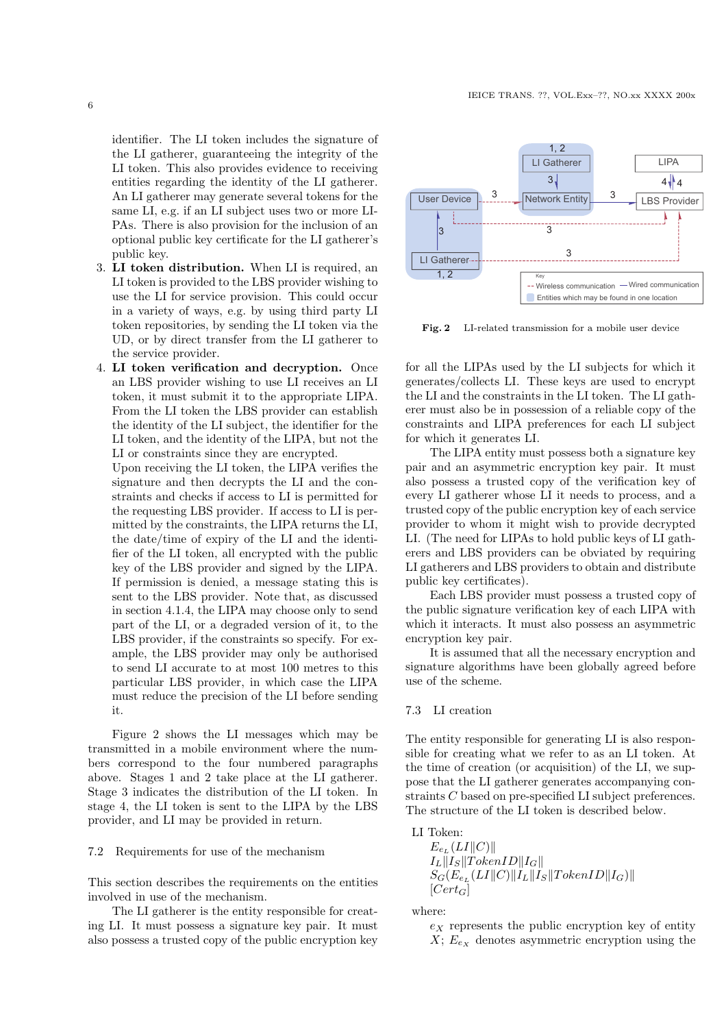identifier. The LI token includes the signature of the LI gatherer, guaranteeing the integrity of the LI token. This also provides evidence to receiving entities regarding the identity of the LI gatherer. An LI gatherer may generate several tokens for the same LI, e.g. if an LI subject uses two or more LIPAs. There is also provision for the inclusion of an optional public key certificate for the LI gatherer's public key.

3. **LI token distribution.** When LI is required, an LI token is provided to the LBS provider wishing to use the LI for service provision. This could occur in a variety of ways, e.g. by using third party LI token repositories, by sending the LI token via the UD, or by direct transfer from the LI gatherer to the service provider.
4. **LI token verification and decryption.** Once an LBS provider wishing to use LI receives an LI token, it must submit it to the appropriate LIPA. From the LI token the LBS provider can establish the identity of the LI subject, the identifier for the LI token, and the identity of the LIPA, but not the LI or constraints since they are encrypted.
   Upon receiving the LI token, the LIPA verifies the signature and then decrypts the LI and the constraints and checks if access to LI is permitted for the requesting LBS provider. If access to LI is permitted by the constraints, the LIPA returns the LI, the date/time of expiry of the LI and the identifier of the LI token, all encrypted with the public key of the LBS provider and signed by the LIPA. If permission is denied, a message stating this is sent to the LBS provider. Note that, as discussed in section 4.1.4, the LIPA may choose only to send part of the LI, or a degraded version of it, to the LBS provider, if the constraints so specify. For example, the LBS provider may only be authorised to send LI accurate to at most 100 metres to this particular LBS provider, in which case the LIPA must reduce the precision of the LI before sending it.

Figure 2 shows the LI messages which may be transmitted in a mobile environment where the numbers correspond to the four numbered paragraphs above. Stages 1 and 2 take place at the LI gatherer. Stage 3 indicates the distribution of the LI token. In stage 4, the LI token is sent to the LIPA by the LBS provider, and LI may be provided in return.

**Fig. 2** LI-related transmission for a mobile user device

## 7.2 Requirements for use of the mechanism

This section describes the requirements on the entities involved in use of the mechanism.

The LI gatherer is the entity responsible for creating LI. It must possess a signature key pair. It must also possess a trusted copy of the public encryption key for all the LIPAs used by the LI subjects for which it generates/collects LI. These keys are used to encrypt the LI and the constraints in the LI token. The LI gatherer must also be in possession of a reliable copy of the constraints and LIPA preferences for each LI subject for which it generates LI.

The LIPA entity must possess both a signature key pair and an asymmetric encryption key pair. It must also possess a trusted copy of the verification key of every LI gatherer whose LI it needs to process, and a trusted copy of the public encryption key of each service provider to whom it might wish to provide decrypted LI. (The need for LIPAs to hold public keys of LI gatherers and LBS providers can be obviated by requiring LI gatherers and LBS providers to obtain and distribute public key certificates).

Each LBS provider must possess a trusted copy of the public signature verification key of each LIPA with which it interacts. It must also possess an asymmetric encryption key pair.

It is assumed that all the necessary encryption and signature algorithms have been globally agreed before use of the scheme.

## 7.3 LI creation

The entity responsible for generating LI is also responsible for creating what we refer to as an LI token. At the time of creation (or acquisition) of the LI, we suppose that the LI gatherer generates accompanying constraints $C$ based on pre-specified LI subject preferences. The structure of the LI token is described below.

LI Token:

$E_{e_L}(LI\|C)\|$
$I_L\|I_S\|TokenID\|I_G\|$
$S_G(E_{e_L}(LI\|C)\|I_L\|I_S\|TokenID\|I_G)\|$
$[Cert_G]$

where:

$e_X$ represents the public encryption key of entity $X$; $E_{e_X}$ denotes asymmetric encryption using the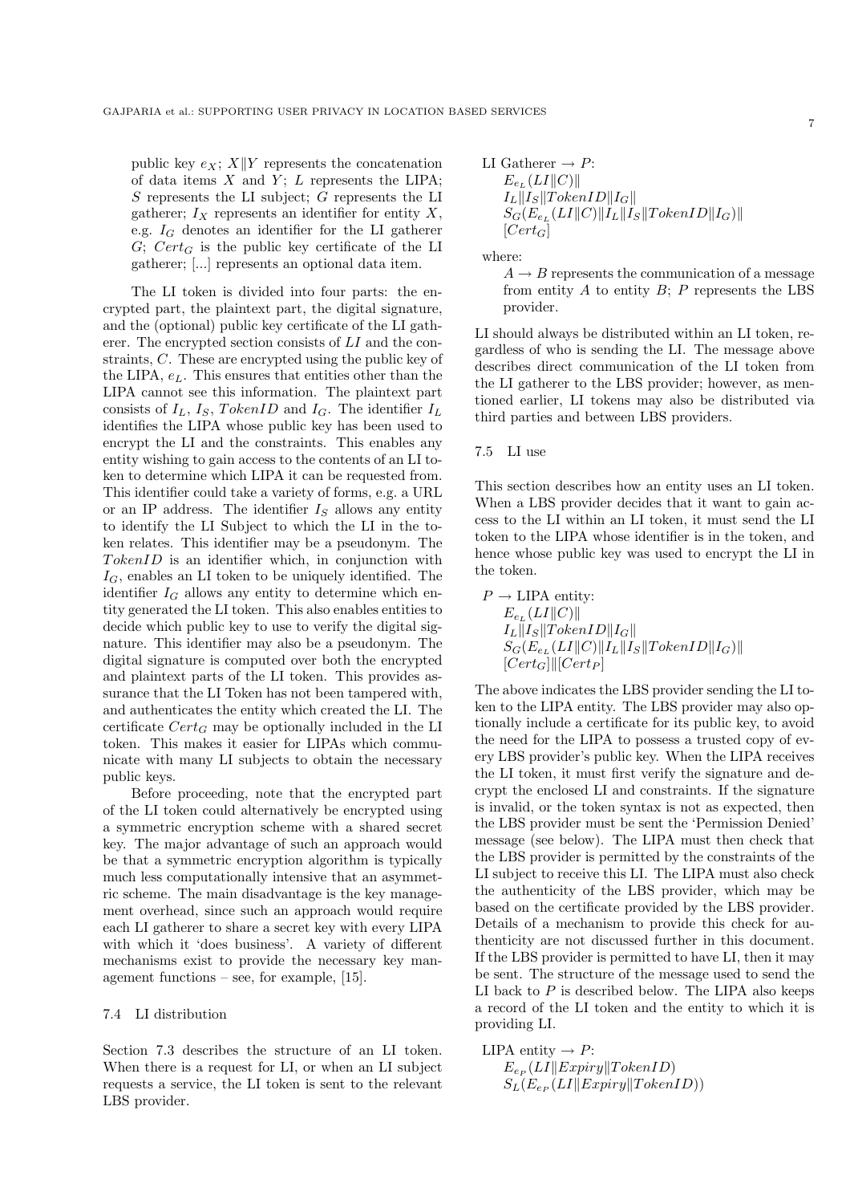public key $e_X$; $X \| Y$ represents the concatenation of data items $X$ and $Y$; $L$ represents the LIPA; $S$ represents the LI subject; $G$ represents the LI gatherer; $I_X$ represents an identifier for entity $X$, e.g. $I_G$ denotes an identifier for the LI gatherer $G$; $Cert_G$ is the public key certificate of the LI gatherer; [...] represents an optional data item.

The LI token is divided into four parts: the encrypted part, the plaintext part, the digital signature, and the (optional) public key certificate of the LI gatherer. The encrypted section consists of $LI$ and the constraints, $C$. These are encrypted using the public key of the LIPA, $e_L$. This ensures that entities other than the LIPA cannot see this information. The plaintext part consists of $I_L$, $I_S$, $TokenID$ and $I_G$. The identifier $I_L$ identifies the LIPA whose public key has been used to encrypt the LI and the constraints. This enables any entity wishing to gain access to the contents of an LI token to determine which LIPA it can be requested from. This identifier could take a variety of forms, e.g. a URL or an IP address. The identifier $I_S$ allows any entity to identify the LI Subject to which the LI in the token relates. This identifier may be a pseudonym. The $TokenID$ is an identifier which, in conjunction with $I_G$, enables an LI token to be uniquely identified. The identifier $I_G$ allows any entity to determine which entity generated the LI token. This also enables entities to decide which public key to use to verify the digital signature. This identifier may also be a pseudonym. The digital signature is computed over both the encrypted and plaintext parts of the LI token. This provides assurance that the LI Token has not been tampered with, and authenticates the entity which created the LI. The certificate $Cert_G$ may be optionally included in the LI token. This makes it easier for LIPAs which communicate with many LI subjects to obtain the necessary public keys.

Before proceeding, note that the encrypted part of the LI token could alternatively be encrypted using a symmetric encryption scheme with a shared secret key. The major advantage of such an approach would be that a symmetric encryption algorithm is typically much less computationally intensive that an asymmetric scheme. The main disadvantage is the key management overhead, since such an approach would require each LI gatherer to share a secret key with every LIPA with which it 'does business'. A variety of different mechanisms exist to provide the necessary key management functions – see, for example, [15].

### 7.4 LI distribution

Section 7.3 describes the structure of an LI token. When there is a request for LI, or when an LI subject requests a service, the LI token is sent to the relevant LBS provider.

LI Gatherer $\rightarrow P$:

$$E_{e_L}(LI \| C) \|$$
$$I_L \| I_S \| TokenID \| I_G \|$$
$$S_G(E_{e_L}(LI \| C) \| I_L \| I_S \| TokenID \| I_G) \|$$
$$[Cert_G]$$

where:

$A \rightarrow B$ represents the communication of a message from entity $A$ to entity $B$; $P$ represents the LBS provider.

LI should always be distributed within an LI token, regardless of who is sending the LI. The message above describes direct communication of the LI token from the LI gatherer to the LBS provider; however, as mentioned earlier, LI tokens may also be distributed via third parties and between LBS providers.

### 7.5 LI use

This section describes how an entity uses an LI token. When a LBS provider decides that it want to gain access to the LI within an LI token, it must send the LI token to the LIPA whose identifier is in the token, and hence whose public key was used to encrypt the LI in the token.

$P \rightarrow$ LIPA entity:

$$E_{e_L}(LI \| C) \|$$
$$I_L \| I_S \| TokenID \| I_G \|$$
$$S_G(E_{e_L}(LI \| C) \| I_L \| I_S \| TokenID \| I_G) \|$$
$$[Cert_G] \| [Cert_P]$$

The above indicates the LBS provider sending the LI token to the LIPA entity. The LBS provider may also optionally include a certificate for its public key, to avoid the need for the LIPA to possess a trusted copy of every LBS provider's public key. When the LIPA receives the LI token, it must first verify the signature and decrypt the enclosed LI and constraints. If the signature is invalid, or the token syntax is not as expected, then the LBS provider must be sent the 'Permission Denied' message (see below). The LIPA must then check that the LBS provider is permitted by the constraints of the LI subject to receive this LI. The LIPA must also check the authenticity of the LBS provider, which may be based on the certificate provided by the LBS provider. Details of a mechanism to provide this check for authenticity are not discussed further in this document. If the LBS provider is permitted to have LI, then it may be sent. The structure of the message used to send the LI back to $P$ is described below. The LIPA also keeps a record of the LI token and the entity to which it is providing LI.

LIPA entity $\rightarrow P$:

$$E_{e_P}(LI \| Expiry \| TokenID)$$
$$S_L(E_{e_P}(LI \| Expiry \| TokenID))$$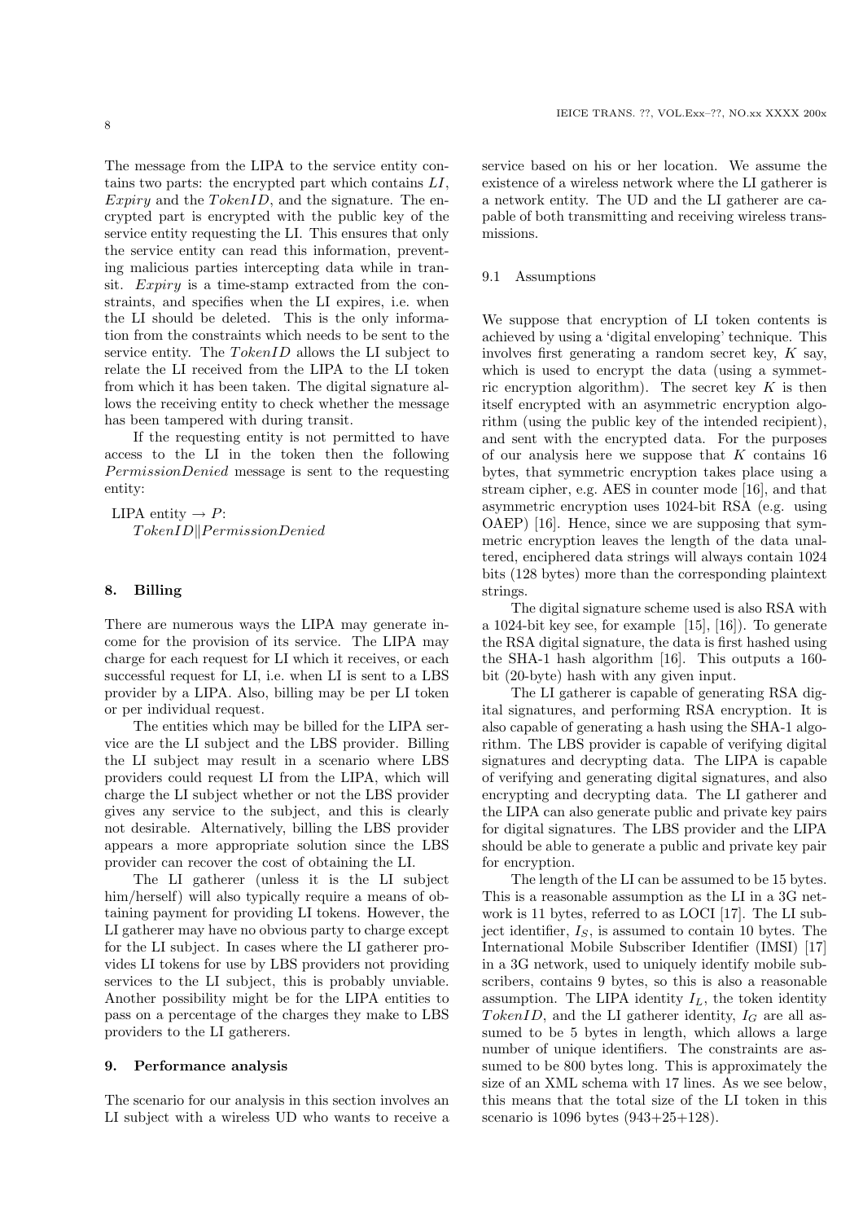The message from the LIPA to the service entity contains two parts: the encrypted part which contains $LI$, $Expiry$ and the $TokenID$, and the signature. The encrypted part is encrypted with the public key of the service entity requesting the LI. This ensures that only the service entity can read this information, preventing malicious parties intercepting data while in transit. $Expiry$ is a time-stamp extracted from the constraints, and specifies when the LI expires, i.e. when the LI should be deleted. This is the only information from the constraints which needs to be sent to the service entity. The $TokenID$ allows the LI subject to relate the LI received from the LIPA to the LI token from which it has been taken. The digital signature allows the receiving entity to check whether the message has been tampered with during transit.

If the requesting entity is not permitted to have access to the LI in the token then the following $PermissionDenied$ message is sent to the requesting entity:

LIPA entity $\rightarrow P$:
$TokenID \| PermissionDenied$

## 8. Billing

There are numerous ways the LIPA may generate income for the provision of its service. The LIPA may charge for each request for LI which it receives, or each successful request for LI, i.e. when LI is sent to a LBS provider by a LIPA. Also, billing may be per LI token or per individual request.

The entities which may be billed for the LIPA service are the LI subject and the LBS provider. Billing the LI subject may result in a scenario where LBS providers could request LI from the LIPA, which will charge the LI subject whether or not the LBS provider gives any service to the subject, and this is clearly not desirable. Alternatively, billing the LBS provider appears a more appropriate solution since the LBS provider can recover the cost of obtaining the LI.

The LI gatherer (unless it is the LI subject him/herself) will also typically require a means of obtaining payment for providing LI tokens. However, the LI gatherer may have no obvious party to charge except for the LI subject. In cases where the LI gatherer provides LI tokens for use by LBS providers not providing services to the LI subject, this is probably unviable. Another possibility might be for the LIPA entities to pass on a percentage of the charges they make to LBS providers to the LI gatherers.

## 9. Performance analysis

The scenario for our analysis in this section involves an LI subject with a wireless UD who wants to receive a service based on his or her location. We assume the existence of a wireless network where the LI gatherer is a network entity. The UD and the LI gatherer are capable of both transmitting and receiving wireless transmissions.

### 9.1 Assumptions

We suppose that encryption of LI token contents is achieved by using a 'digital enveloping' technique. This involves first generating a random secret key, $K$ say, which is used to encrypt the data (using a symmetric encryption algorithm). The secret key $K$ is then itself encrypted with an asymmetric encryption algorithm (using the public key of the intended recipient), and sent with the encrypted data. For the purposes of our analysis here we suppose that $K$ contains 16 bytes, that symmetric encryption takes place using a stream cipher, e.g. AES in counter mode [16], and that asymmetric encryption uses 1024-bit RSA (e.g. using OAEP) [16]. Hence, since we are supposing that symmetric encryption leaves the length of the data unaltered, enciphered data strings will always contain 1024 bits (128 bytes) more than the corresponding plaintext strings.

The digital signature scheme used is also RSA with a 1024-bit key see, for example [15], [16]). To generate the RSA digital signature, the data is first hashed using the SHA-1 hash algorithm [16]. This outputs a 160-bit (20-byte) hash with any given input.

The LI gatherer is capable of generating RSA digital signatures, and performing RSA encryption. It is also capable of generating a hash using the SHA-1 algorithm. The LBS provider is capable of verifying digital signatures and decrypting data. The LIPA is capable of verifying and generating digital signatures, and also encrypting and decrypting data. The LI gatherer and the LIPA can also generate public and private key pairs for digital signatures. The LBS provider and the LIPA should be able to generate a public and private key pair for encryption.

The length of the LI can be assumed to be 15 bytes. This is a reasonable assumption as the LI in a 3G network is 11 bytes, referred to as LOCI [17]. The LI subject identifier, $I_S$, is assumed to contain 10 bytes. The International Mobile Subscriber Identifier (IMSI) [17] in a 3G network, used to uniquely identify mobile subscribers, contains 9 bytes, so this is also a reasonable assumption. The LIPA identity $I_L$, the token identity $TokenID$, and the LI gatherer identity, $I_G$ are all assumed to be 5 bytes in length, which allows a large number of unique identifiers. The constraints are assumed to be 800 bytes long. This is approximately the size of an XML schema with 17 lines. As we see below, this means that the total size of the LI token in this scenario is 1096 bytes (943+25+128).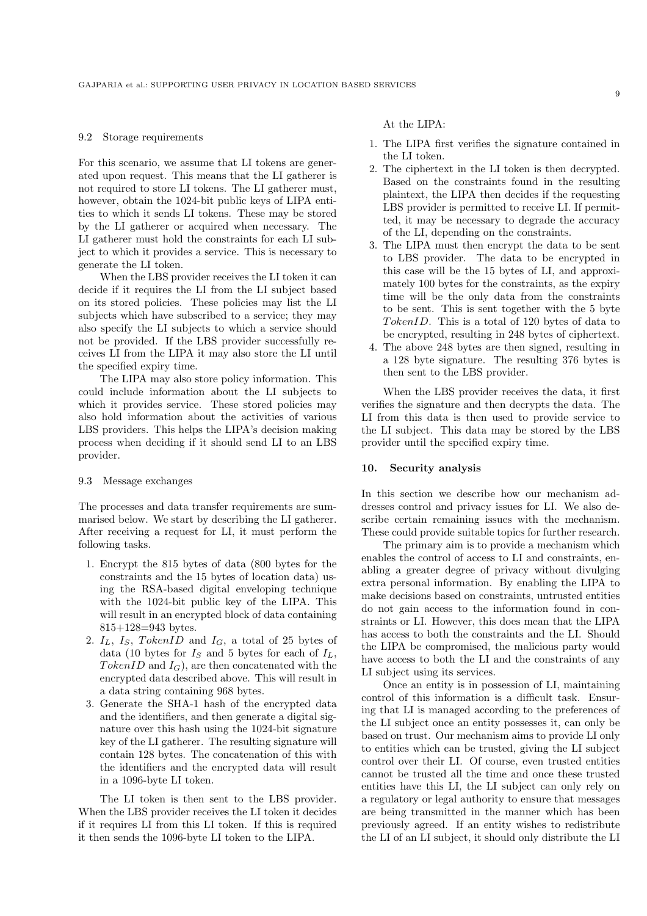### 9.2 Storage requirements

For this scenario, we assume that LI tokens are generated upon request. This means that the LI gatherer is not required to store LI tokens. The LI gatherer must, however, obtain the 1024-bit public keys of LIPA entities to which it sends LI tokens. These may be stored by the LI gatherer or acquired when necessary. The LI gatherer must hold the constraints for each LI subject to which it provides a service. This is necessary to generate the LI token.

When the LBS provider receives the LI token it can decide if it requires the LI from the LI subject based on its stored policies. These policies may list the LI subjects which have subscribed to a service; they may also specify the LI subjects to which a service should not be provided. If the LBS provider successfully receives LI from the LIPA it may also store the LI until the specified expiry time.

The LIPA may also store policy information. This could include information about the LI subjects to which it provides service. These stored policies may also hold information about the activities of various LBS providers. This helps the LIPA's decision making process when deciding if it should send LI to an LBS provider.

### 9.3 Message exchanges

The processes and data transfer requirements are summarised below. We start by describing the LI gatherer. After receiving a request for LI, it must perform the following tasks.

1. Encrypt the 815 bytes of data (800 bytes for the constraints and the 15 bytes of location data) using the RSA-based digital enveloping technique with the 1024-bit public key of the LIPA. This will result in an encrypted block of data containing 815+128=943 bytes.
2. $I_L$, $I_S$, $TokenID$ and $I_G$, a total of 25 bytes of data (10 bytes for $I_S$ and 5 bytes for each of $I_L$, $TokenID$ and $I_G$), are then concatenated with the encrypted data described above. This will result in a data string containing 968 bytes.
3. Generate the SHA-1 hash of the encrypted data and the identifiers, and then generate a digital signature over this hash using the 1024-bit signature key of the LI gatherer. The resulting signature will contain 128 bytes. The concatenation of this with the identifiers and the encrypted data will result in a 1096-byte LI token.

The LI token is then sent to the LBS provider. When the LBS provider receives the LI token it decides if it requires LI from this LI token. If this is required it then sends the 1096-byte LI token to the LIPA.

At the LIPA:

1. The LIPA first verifies the signature contained in the LI token.
2. The ciphertext in the LI token is then decrypted. Based on the constraints found in the resulting plaintext, the LIPA then decides if the requesting LBS provider is permitted to receive LI. If permitted, it may be necessary to degrade the accuracy of the LI, depending on the constraints.
3. The LIPA must then encrypt the data to be sent to LBS provider. The data to be encrypted in this case will be the 15 bytes of LI, and approximately 100 bytes for the constraints, as the expiry time will be the only data from the constraints to be sent. This is sent together with the 5 byte $TokenID$. This is a total of 120 bytes of data to be encrypted, resulting in 248 bytes of ciphertext.
4. The above 248 bytes are then signed, resulting in a 128 byte signature. The resulting 376 bytes is then sent to the LBS provider.

When the LBS provider receives the data, it first verifies the signature and then decrypts the data. The LI from this data is then used to provide service to the LI subject. This data may be stored by the LBS provider until the specified expiry time.

## 10. Security analysis

In this section we describe how our mechanism addresses control and privacy issues for LI. We also describe certain remaining issues with the mechanism. These could provide suitable topics for further research.

The primary aim is to provide a mechanism which enables the control of access to LI and constraints, enabling a greater degree of privacy without divulging extra personal information. By enabling the LIPA to make decisions based on constraints, untrusted entities do not gain access to the information found in constraints or LI. However, this does mean that the LIPA has access to both the constraints and the LI. Should the LIPA be compromised, the malicious party would have access to both the LI and the constraints of any LI subject using its services.

Once an entity is in possession of LI, maintaining control of this information is a difficult task. Ensuring that LI is managed according to the preferences of the LI subject once an entity possesses it, can only be based on trust. Our mechanism aims to provide LI only to entities which can be trusted, giving the LI subject control over their LI. Of course, even trusted entities cannot be trusted all the time and once these trusted entities have this LI, the LI subject can only rely on a regulatory or legal authority to ensure that messages are being transmitted in the manner which has been previously agreed. If an entity wishes to redistribute the LI of an LI subject, it should only distribute the LI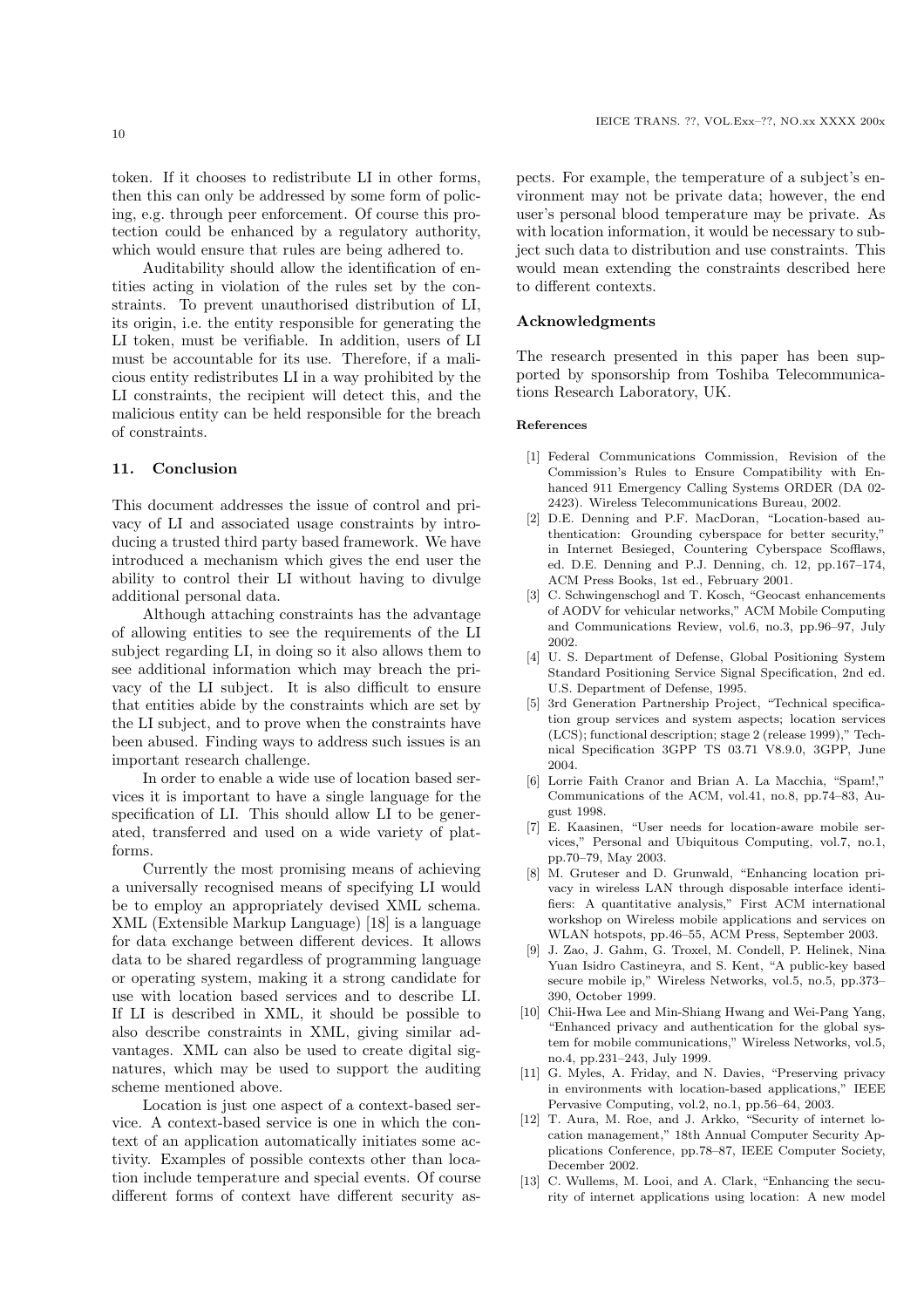token. If it chooses to redistribute LI in other forms, then this can only be addressed by some form of policing, e.g. through peer enforcement. Of course this protection could be enhanced by a regulatory authority, which would ensure that rules are being adhered to.

Auditability should allow the identification of entities acting in violation of the rules set by the constraints. To prevent unauthorised distribution of LI, its origin, i.e. the entity responsible for generating the LI token, must be verifiable. In addition, users of LI must be accountable for its use. Therefore, if a malicious entity redistributes LI in a way prohibited by the LI constraints, the recipient will detect this, and the malicious entity can be held responsible for the breach of constraints.

## 11. Conclusion

This document addresses the issue of control and privacy of LI and associated usage constraints by introducing a trusted third party based framework. We have introduced a mechanism which gives the end user the ability to control their LI without having to divulge additional personal data.

Although attaching constraints has the advantage of allowing entities to see the requirements of the LI subject regarding LI, in doing so it also allows them to see additional information which may breach the privacy of the LI subject. It is also difficult to ensure that entities abide by the constraints which are set by the LI subject, and to prove when the constraints have been abused. Finding ways to address such issues is an important research challenge.

In order to enable a wide use of location based services it is important to have a single language for the specification of LI. This should allow LI to be generated, transferred and used on a wide variety of platforms.

Currently the most promising means of achieving a universally recognised means of specifying LI would be to employ an appropriately devised XML schema. XML (Extensible Markup Language) [18] is a language for data exchange between different devices. It allows data to be shared regardless of programming language or operating system, making it a strong candidate for use with location based services and to describe LI. If LI is described in XML, it should be possible to also describe constraints in XML, giving similar advantages. XML can also be used to create digital signatures, which may be used to support the auditing scheme mentioned above.

Location is just one aspect of a context-based service. A context-based service is one in which the context of an application automatically initiates some activity. Examples of possible contexts other than location include temperature and special events. Of course different forms of context have different security aspects. For example, the temperature of a subject's environment may not be private data; however, the end user's personal blood temperature may be private. As with location information, it would be necessary to subject such data to distribution and use constraints. This would mean extending the constraints described here to different contexts.

## Acknowledgments

The research presented in this paper has been supported by sponsorship from Toshiba Telecommunications Research Laboratory, UK.

#### References

[1] Federal Communications Commission, Revision of the Commission's Rules to Ensure Compatibility with Enhanced 911 Emergency Calling Systems ORDER (DA 02-2423). Wireless Telecommunications Bureau, 2002.

[2] D.E. Denning and P.F. MacDoran, "Location-based authentication: Grounding cyberspace for better security," in Internet Besieged, Countering Cyberspace Scofflaws, ed. D.E. Denning and P.J. Denning, ch. 12, pp.167–174, ACM Press Books, 1st ed., February 2001.

[3] C. Schwingenschogl and T. Kosch, "Geocast enhancements of AODV for vehicular networks," ACM Mobile Computing and Communications Review, vol.6, no.3, pp.96–97, July 2002.

[4] U. S. Department of Defense, Global Positioning System Standard Positioning Service Signal Specification, 2nd ed. U.S. Department of Defense, 1995.

[5] 3rd Generation Partnership Project, "Technical specification group services and system aspects; location services (LCS); functional description; stage 2 (release 1999)," Technical Specification 3GPP TS 03.71 V8.9.0, 3GPP, June 2004.

[6] Lorrie Faith Cranor and Brian A. La Macchia, "Spam!," Communications of the ACM, vol.41, no.8, pp.74–83, August 1998.

[7] E. Kaasinen, "User needs for location-aware mobile services," Personal and Ubiquitous Computing, vol.7, no.1, pp.70–79, May 2003.

[8] M. Gruteser and D. Grunwald, "Enhancing location privacy in wireless LAN through disposable interface identifiers: A quantitative analysis," First ACM international workshop on Wireless mobile applications and services on WLAN hotspots, pp.46–55, ACM Press, September 2003.

[9] J. Zao, J. Gahm, G. Troxel, M. Condell, P. Helinek, Nina Yuan Isidro Castineyra, and S. Kent, "A public-key based secure mobile ip," Wireless Networks, vol.5, no.5, pp.373–390, October 1999.

[10] Chii-Hwa Lee and Min-Shiang Hwang and Wei-Pang Yang, "Enhanced privacy and authentication for the global system for mobile communications," Wireless Networks, vol.5, no.4, pp.231–243, July 1999.

[11] G. Myles, A. Friday, and N. Davies, "Preserving privacy in environments with location-based applications," IEEE Pervasive Computing, vol.2, no.1, pp.56–64, 2003.

[12] T. Aura, M. Roe, and J. Arkko, "Security of internet location management," 18th Annual Computer Security Applications Conference, pp.78–87, IEEE Computer Society, December 2002.

[13] C. Wullems, M. Looi, and A. Clark, "Enhancing the security of internet applications using location: A new model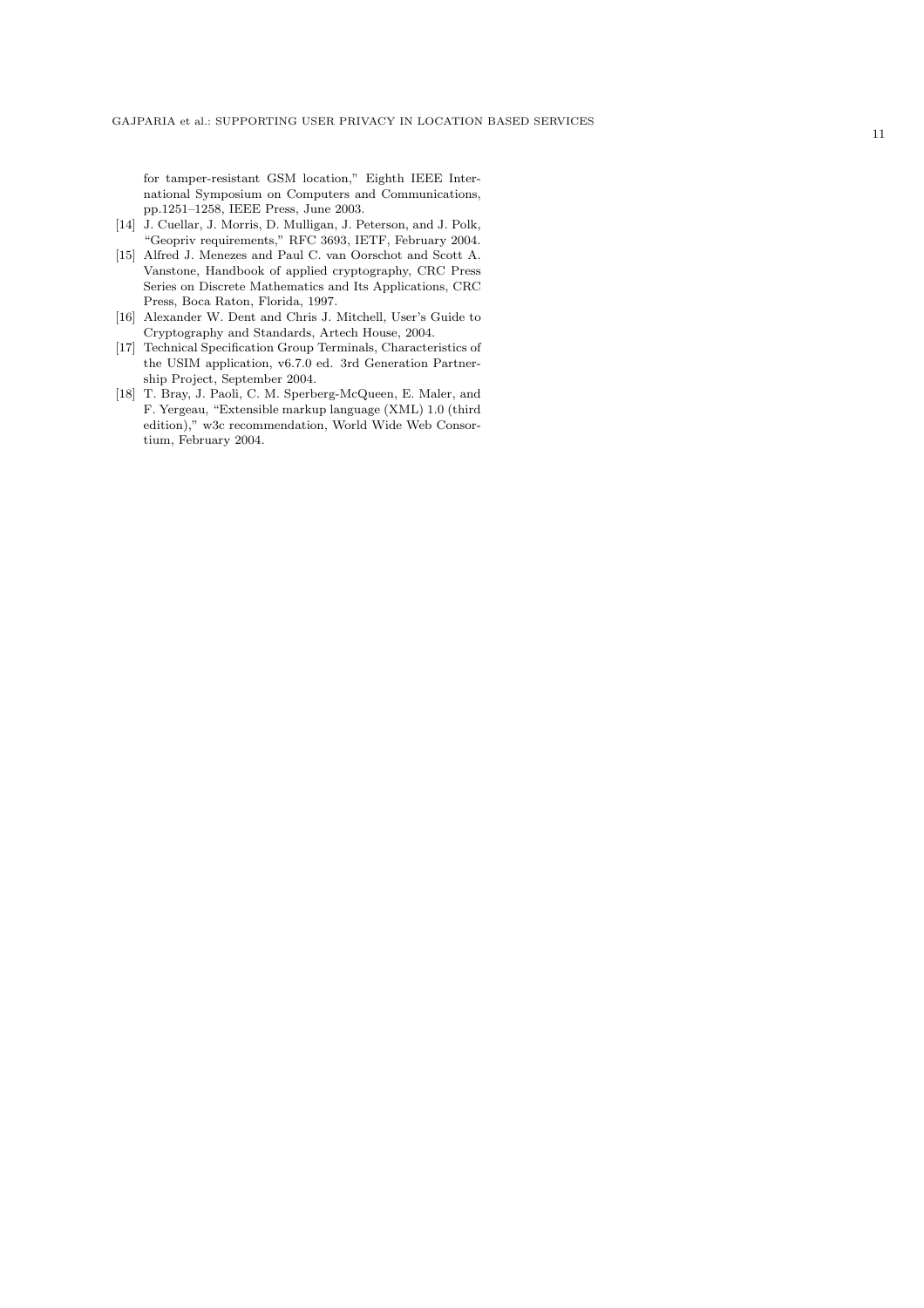for tamper-resistant GSM location," Eighth IEEE International Symposium on Computers and Communications, pp.1251–1258, IEEE Press, June 2003.

[14] J. Cuellar, J. Morris, D. Mulligan, J. Peterson, and J. Polk, "Geopriv requirements," RFC 3693, IETF, February 2004.

[15] Alfred J. Menezes and Paul C. van Oorschot and Scott A. Vanstone, Handbook of applied cryptography, CRC Press Series on Discrete Mathematics and Its Applications, CRC Press, Boca Raton, Florida, 1997.

[16] Alexander W. Dent and Chris J. Mitchell, User's Guide to Cryptography and Standards, Artech House, 2004.

[17] Technical Specification Group Terminals, Characteristics of the USIM application, v6.7.0 ed. 3rd Generation Partnership Project, September 2004.

[18] T. Bray, J. Paoli, C. M. Sperberg-McQueen, E. Maler, and F. Yergeau, "Extensible markup language (XML) 1.0 (third edition)," w3c recommendation, World Wide Web Consortium, February 2004.